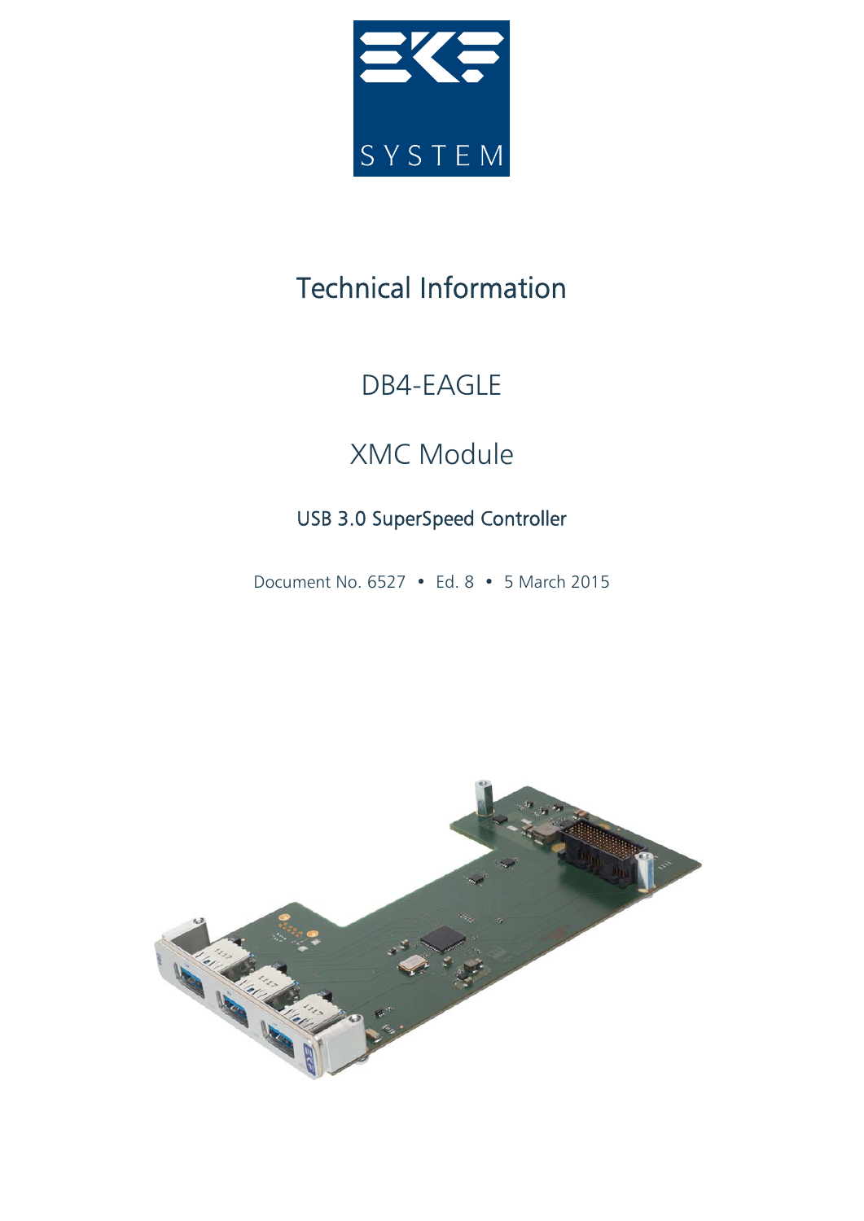EKF SYSTEM

# Technical Information

## DB4-EAGLE

## XMC Module

### USB 3.0 SuperSpeed Controller

Document No. 6527 • Ed. 8 • 5 March 2015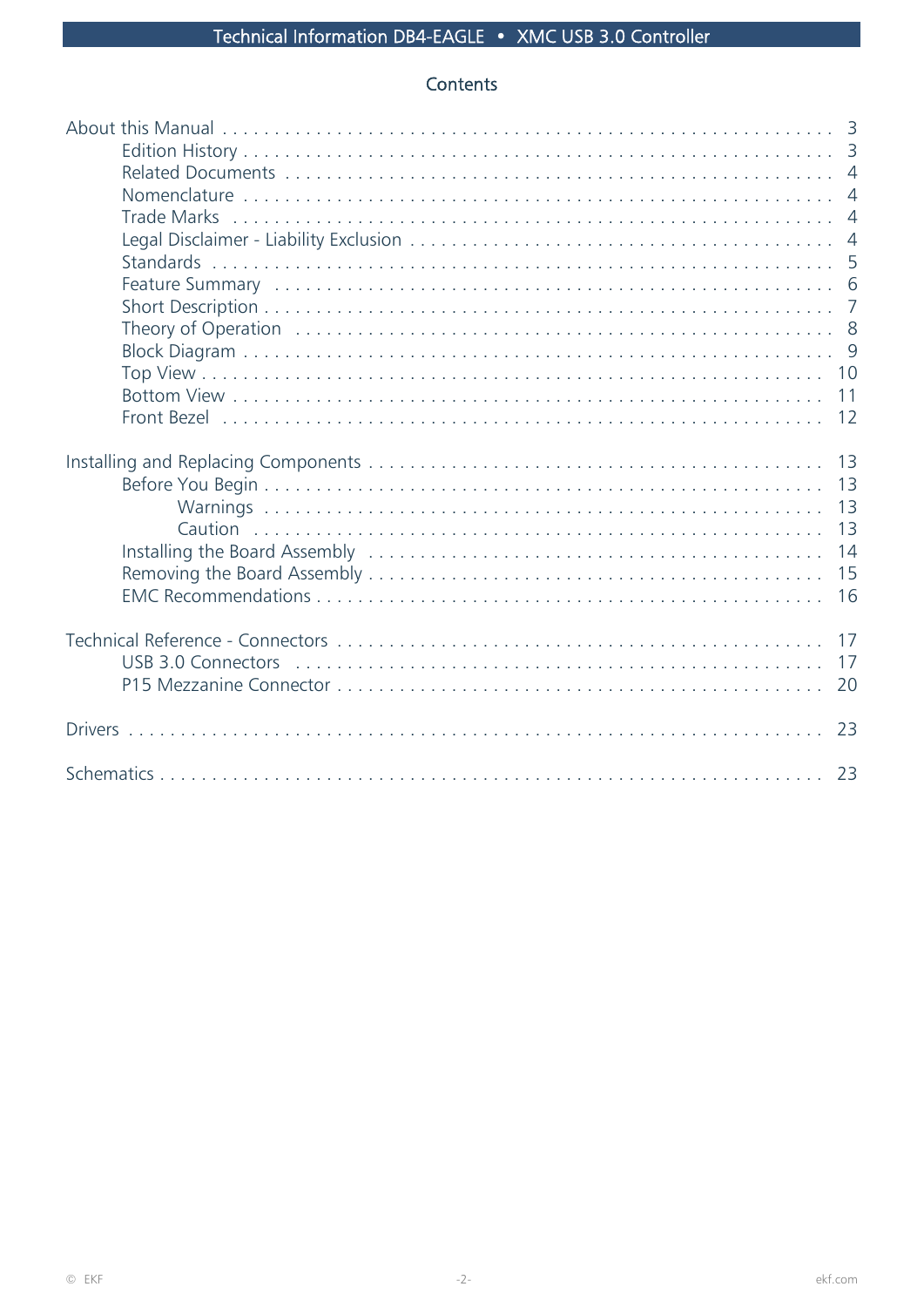## Contents

- About this Manual . . . 3
  - Edition History . . . 3
  - Related Documents . . . 4
  - Nomenclature . . . 4
  - Trade Marks . . . 4
  - Legal Disclaimer - Liability Exclusion . . . 4
  - Standards . . . 5
  - Feature Summary . . . 6
  - Short Description . . . 7
  - Theory of Operation . . . 8
  - Block Diagram . . . 9
  - Top View . . . 10
  - Bottom View . . . 11
  - Front Bezel . . . 12
- Installing and Replacing Components . . . 13
  - Before You Begin . . . 13
    - Warnings . . . 13
    - Caution . . . 13
  - Installing the Board Assembly . . . 14
  - Removing the Board Assembly . . . 15
  - EMC Recommendations . . . 16
- Technical Reference - Connectors . . . 17
  - USB 3.0 Connectors . . . 17
  - P15 Mezzanine Connector . . . 20
- Drivers . . . 23
- Schematics . . . 23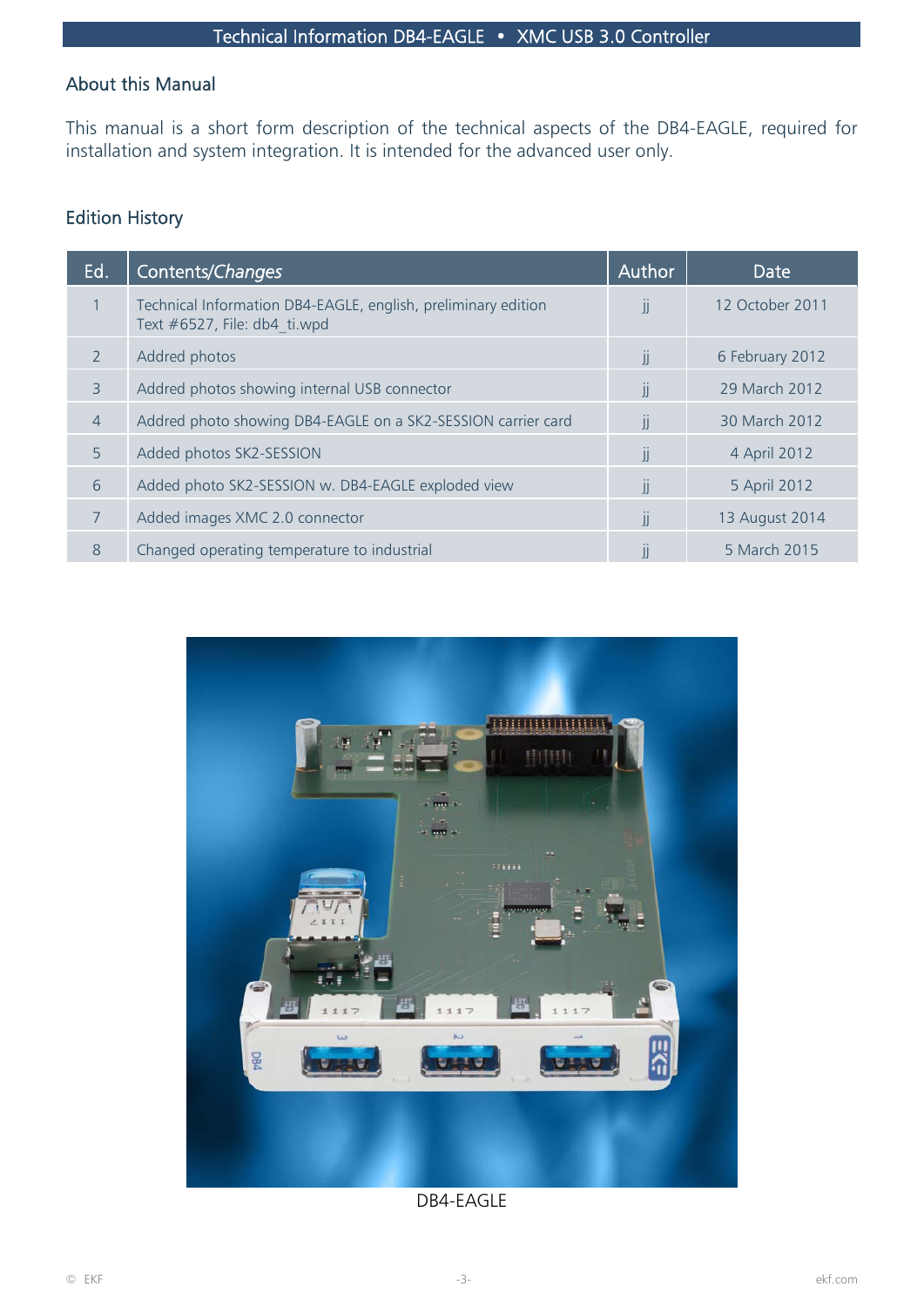## About this Manual

This manual is a short form description of the technical aspects of the DB4-EAGLE, required for installation and system integration. It is intended for the advanced user only.

## Edition History

| Ed. | Contents/*Changes* | Author | Date |
|---|---|---|---|
| 1 | Technical Information DB4-EAGLE, english, preliminary edition<br>Text #6527, File: db4_ti.wpd | jj | 12 October 2011 |
| 2 | Addred photos | jj | 6 February 2012 |
| 3 | Addred photos showing internal USB connector | jj | 29 March 2012 |
| 4 | Added photo showing DB4-EAGLE on a SK2-SESSION carrier card | jj | 30 March 2012 |
| 5 | Added photos SK2-SESSION | jj | 4 April 2012 |
| 6 | Added photo SK2-SESSION w. DB4-EAGLE exploded view | jj | 5 April 2012 |
| 7 | Added images XMC 2.0 connector | jj | 13 August 2014 |
| 8 | Changed operating temperature to industrial | jj | 5 March 2015 |

DB4-EAGLE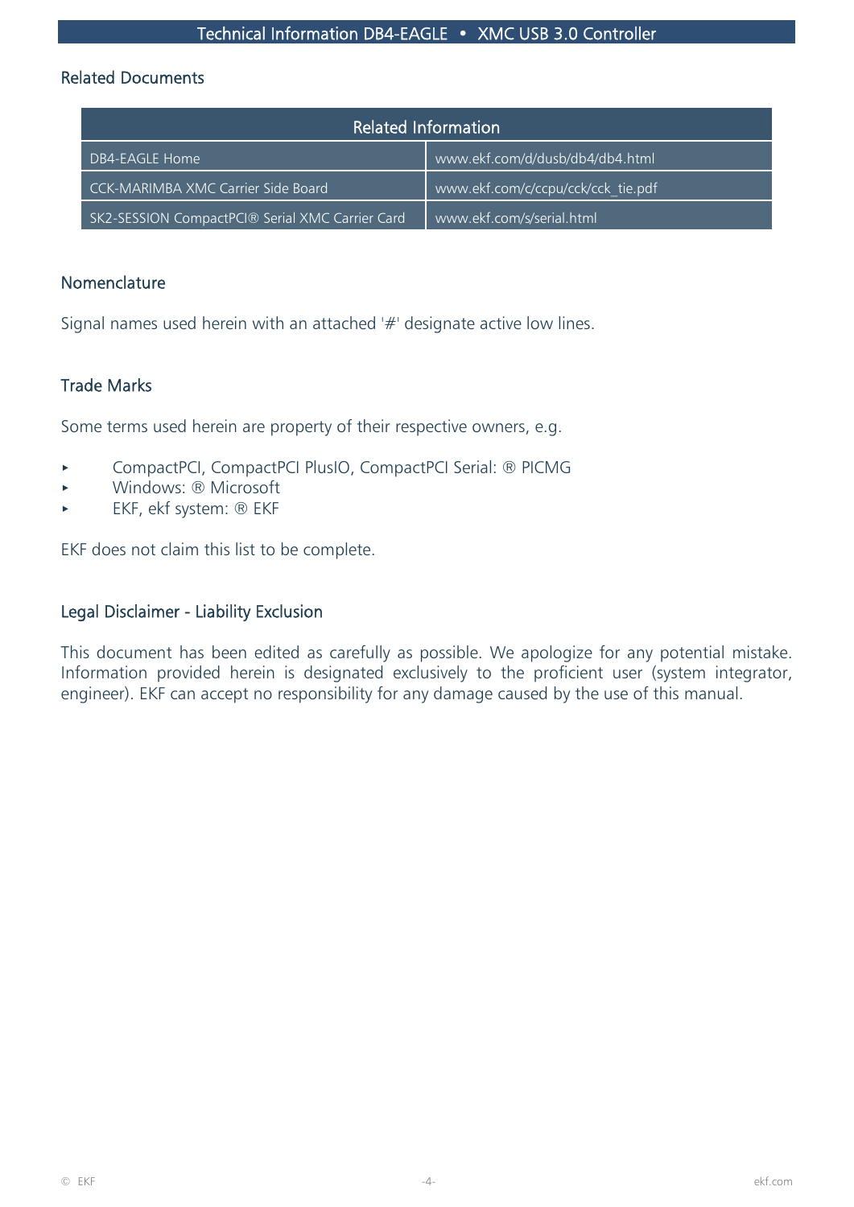## Related Documents

| Related Information | |
|---|---|
| DB4-EAGLE Home | www.ekf.com/d/dusb/db4/db4.html |
| CCK-MARIMBA XMC Carrier Side Board | www.ekf.com/c/ccpu/cck/cck_tie.pdf |
| SK2-SESSION CompactPCI® Serial XMC Carrier Card | www.ekf.com/s/serial.html |

## Nomenclature

Signal names used herein with an attached '#' designate active low lines.

## Trade Marks

Some terms used herein are property of their respective owners, e.g.

- CompactPCI, CompactPCI PlusIO, CompactPCI Serial: ® PICMG
- Windows: ® Microsoft
- EKF, ekf system: ® EKF

EKF does not claim this list to be complete.

## Legal Disclaimer - Liability Exclusion

This document has been edited as carefully as possible. We apologize for any potential mistake. Information provided herein is designated exclusively to the proficient user (system integrator, engineer). EKF can accept no responsibility for any damage caused by the use of this manual.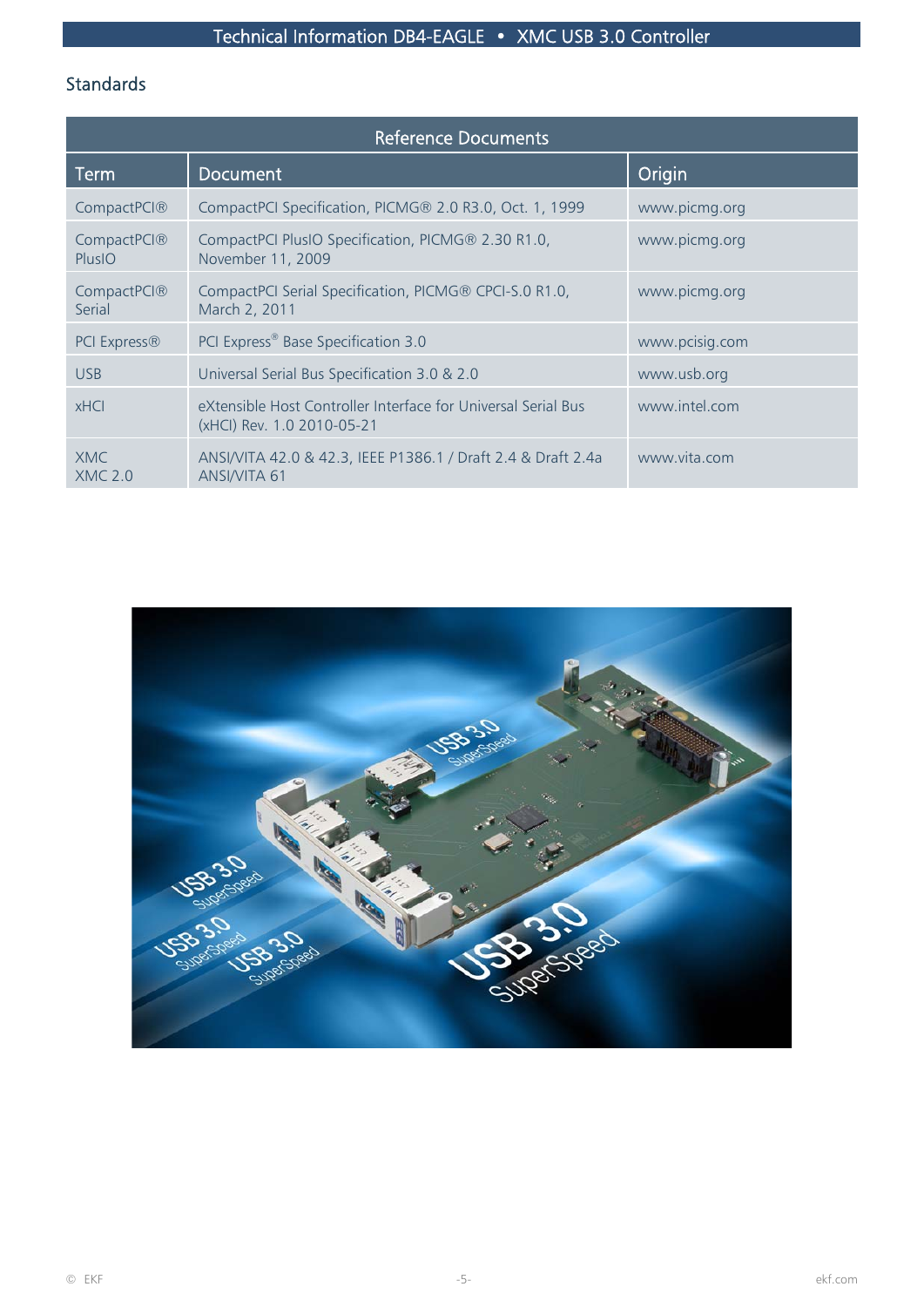## Standards

| Reference Documents | | |
|---|---|---|
| **Term** | **Document** | **Origin** |
| CompactPCI® | CompactPCI Specification, PICMG® 2.0 R3.0, Oct. 1, 1999 | www.picmg.org |
| CompactPCI® PlusIO | CompactPCI PlusIO Specification, PICMG® 2.30 R1.0, November 11, 2009 | www.picmg.org |
| CompactPCI® Serial | CompactPCI Serial Specification, PICMG® CPCI-S.0 R1.0, March 2, 2011 | www.picmg.org |
| PCI Express® | PCI Express® Base Specification 3.0 | www.pcisig.com |
| USB | Universal Serial Bus Specification 3.0 & 2.0 | www.usb.org |
| xHCI | eXtensible Host Controller Interface for Universal Serial Bus (xHCI) Rev. 1.0 2010-05-21 | www.intel.com |
| XMC<br>XMC 2.0 | ANSI/VITA 42.0 & 42.3, IEEE P1386.1 / Draft 2.4 & Draft 2.4a<br>ANSI/VITA 61 | www.vita.com |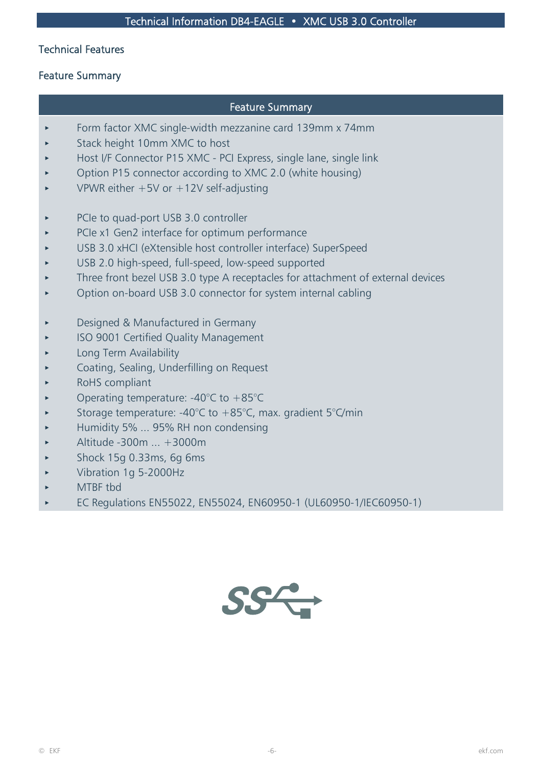## Technical Features

### Feature Summary

| Feature Summary |
|---|
| ▸ Form factor XMC single-width mezzanine card 139mm x 74mm<br>▸ Stack height 10mm XMC to host<br>▸ Host I/F Connector P15 XMC - PCI Express, single lane, single link<br>▸ Option P15 connector according to XMC 2.0 (white housing)<br>▸ VPWR either +5V or +12V self-adjusting |
| ▸ PCIe to quad-port USB 3.0 controller<br>▸ PCIe x1 Gen2 interface for optimum performance<br>▸ USB 3.0 xHCI (eXtensible host controller interface) SuperSpeed<br>▸ USB 2.0 high-speed, full-speed, low-speed supported<br>▸ Three front bezel USB 3.0 type A receptacles for attachment of external devices<br>▸ Option on-board USB 3.0 connector for system internal cabling |
| ▸ Designed & Manufactured in Germany<br>▸ ISO 9001 Certified Quality Management<br>▸ Long Term Availability<br>▸ Coating, Sealing, Underfilling on Request<br>▸ RoHS compliant<br>▸ Operating temperature: -40°C to +85°C<br>▸ Storage temperature: -40°C to +85°C, max. gradient 5°C/min<br>▸ Humidity 5% ... 95% RH non condensing<br>▸ Altitude -300m ... +3000m<br>▸ Shock 15g 0.33ms, 6g 6ms<br>▸ Vibration 1g 5-2000Hz<br>▸ MTBF tbd<br>▸ EC Regulations EN55022, EN55024, EN60950-1 (UL60950-1/IEC60950-1) |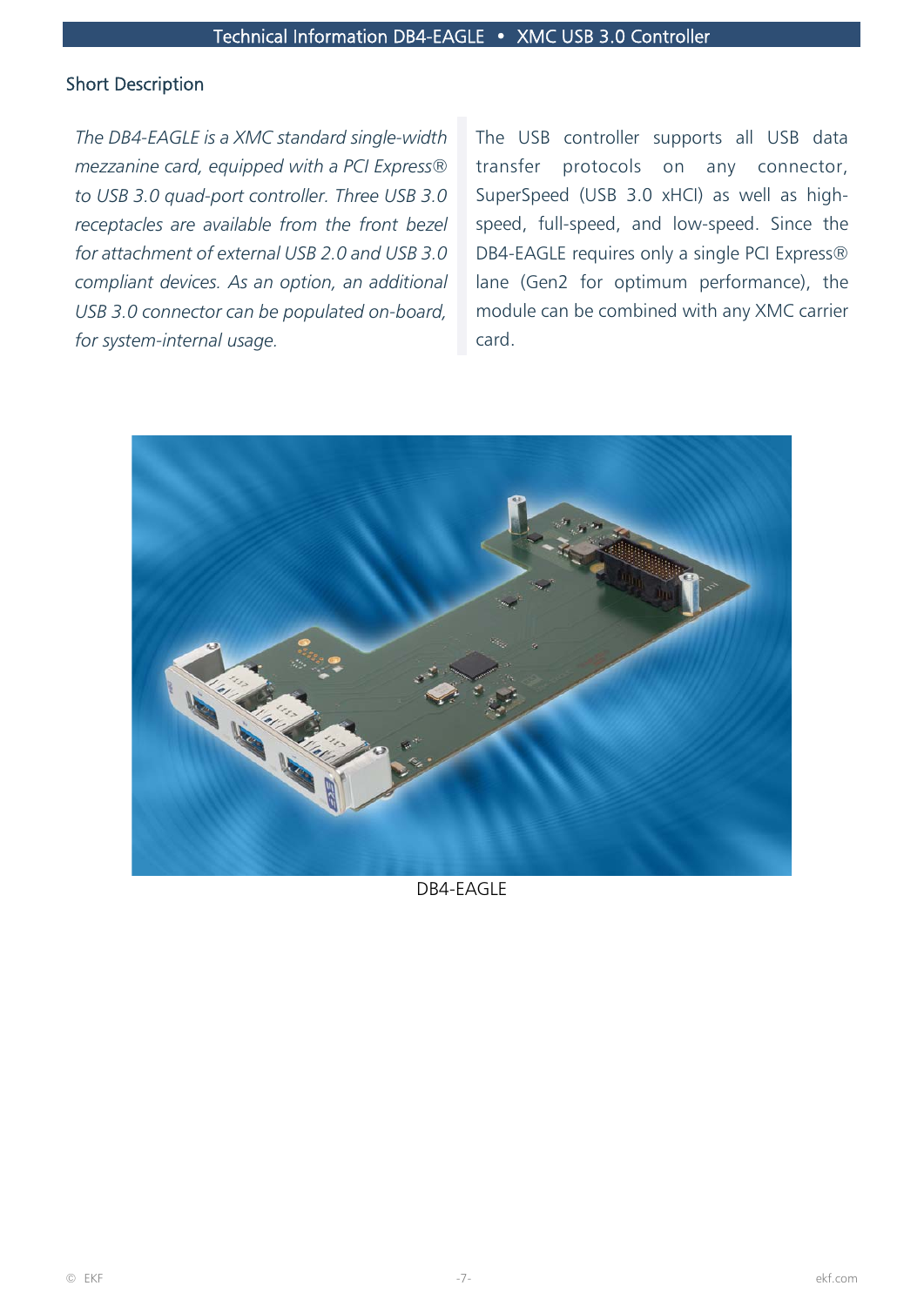## Short Description

*The DB4-EAGLE is a XMC standard single-width mezzanine card, equipped with a PCI Express® to USB 3.0 quad-port controller. Three USB 3.0 receptacles are available from the front bezel for attachment of external USB 2.0 and USB 3.0 compliant devices. As an option, an additional USB 3.0 connector can be populated on-board, for system-internal usage.*

The USB controller supports all USB data transfer protocols on any connector, SuperSpeed (USB 3.0 xHCI) as well as high-speed, full-speed, and low-speed. Since the DB4-EAGLE requires only a single PCI Express® lane (Gen2 for optimum performance), the module can be combined with any XMC carrier card.

DB4-EAGLE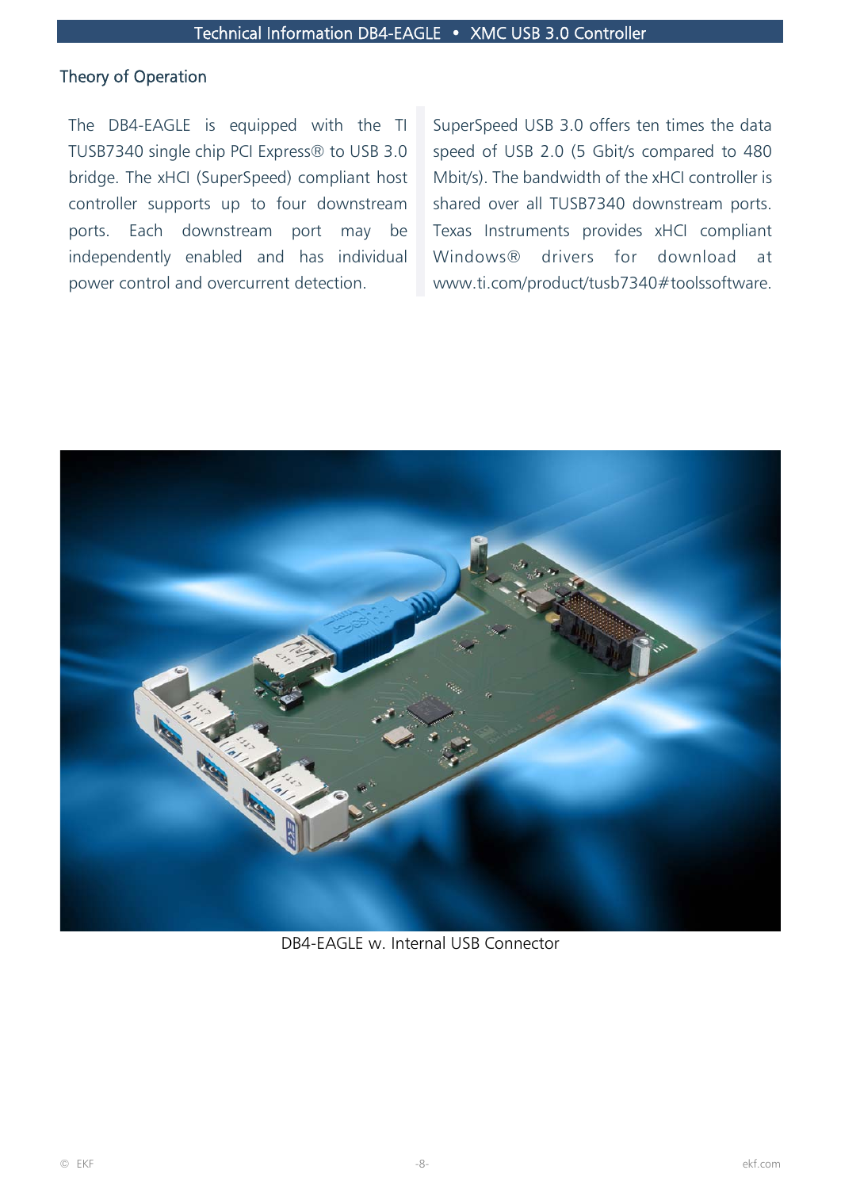## Theory of Operation

The DB4-EAGLE is equipped with the TI TUSB7340 single chip PCI Express® to USB 3.0 bridge. The xHCI (SuperSpeed) compliant host controller supports up to four downstream ports. Each downstream port may be independently enabled and has individual power control and overcurrent detection.

SuperSpeed USB 3.0 offers ten times the data speed of USB 2.0 (5 Gbit/s compared to 480 Mbit/s). The bandwidth of the xHCI controller is shared over all TUSB7340 downstream ports. Texas Instruments provides xHCI compliant Windows® drivers for download at www.ti.com/product/tusb7340#toolssoftware.

DB4-EAGLE w. Internal USB Connector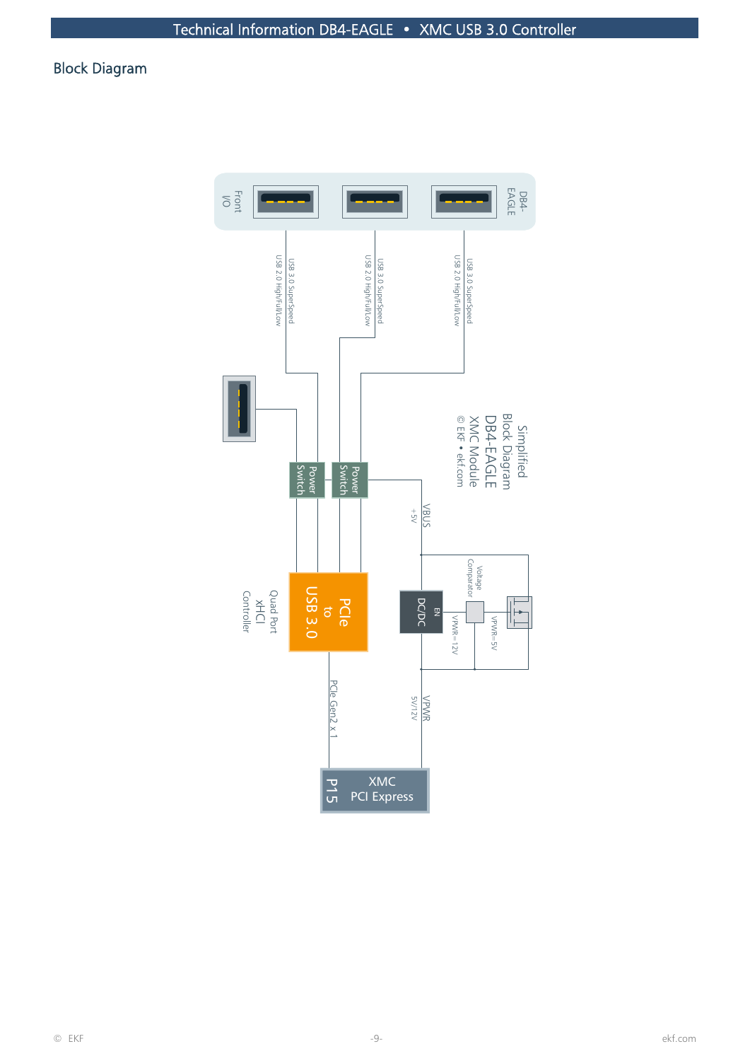## Block Diagram

Simplified Block Diagram DB4-EAGLE XMC Module
© EKF • ekf.com

DB4-EAGLE

Front I/O

USB 3.0 SuperSpeed

USB 2.0 High/Full/Low

Power Switch

Power Switch

VBUS +5V

PCIe to USB 3.0

Quad Port xHCI Controller

DC/DC

EN

Voltage Comparator

VPWR=12V

VPWR=5V

VPWR 5V/12V

PCIe Gen2 x 1

P15

XMC PCI Express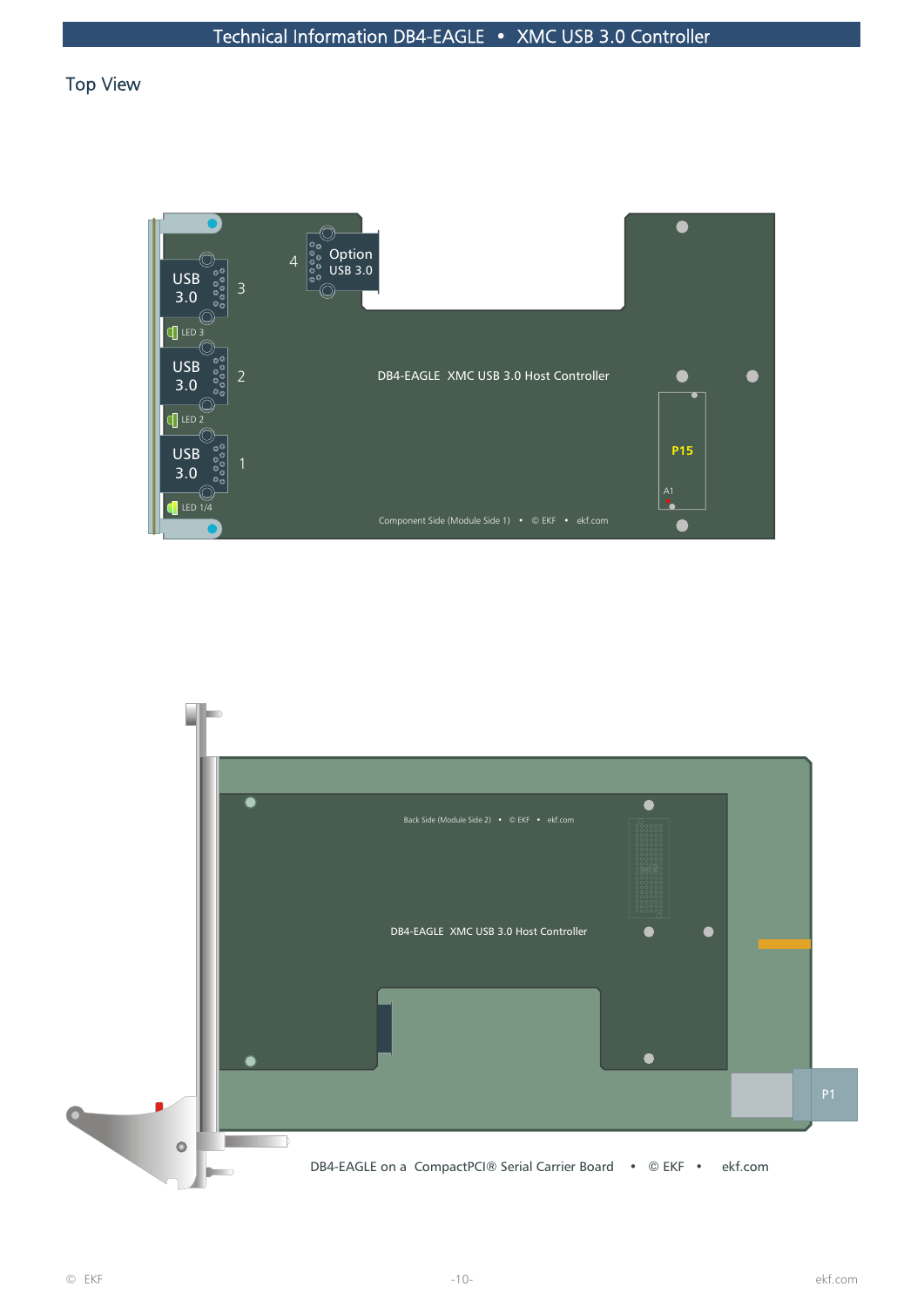## Top View

USB 3.0 3

LED 3

USB 3.0 2

LED 2

USB 3.0 1

LED 1/4

4 Option USB 3.0

DB4-EAGLE XMC USB 3.0 Host Controller

P15

A1

Component Side (Module Side 1) • © EKF • ekf.com

Back Side (Module Side 2) • © EKF • ekf.com

DB4-EAGLE XMC USB 3.0 Host Controller

P1

DB4-EAGLE on a CompactPCI® Serial Carrier Board • © EKF • ekf.com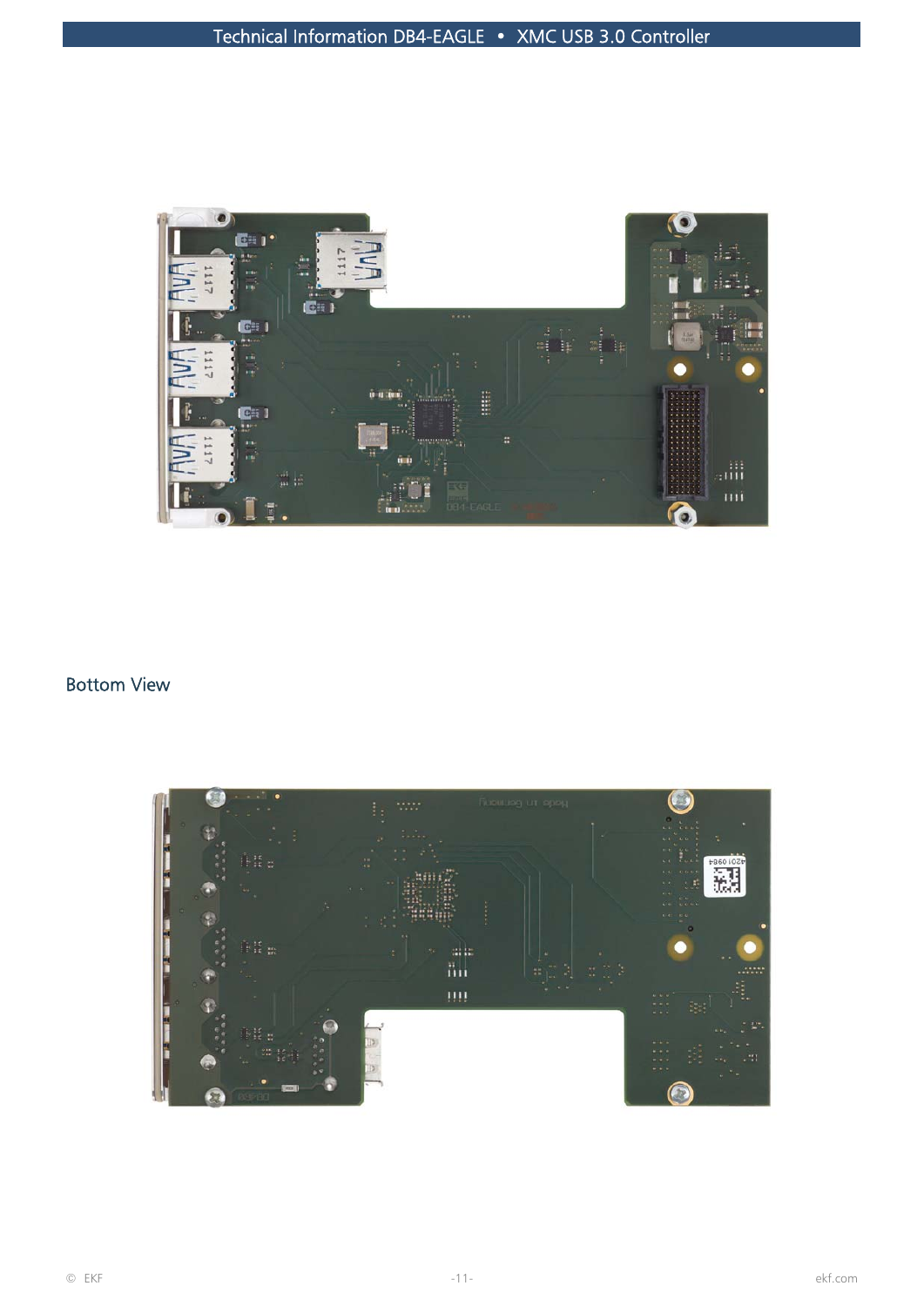## Bottom View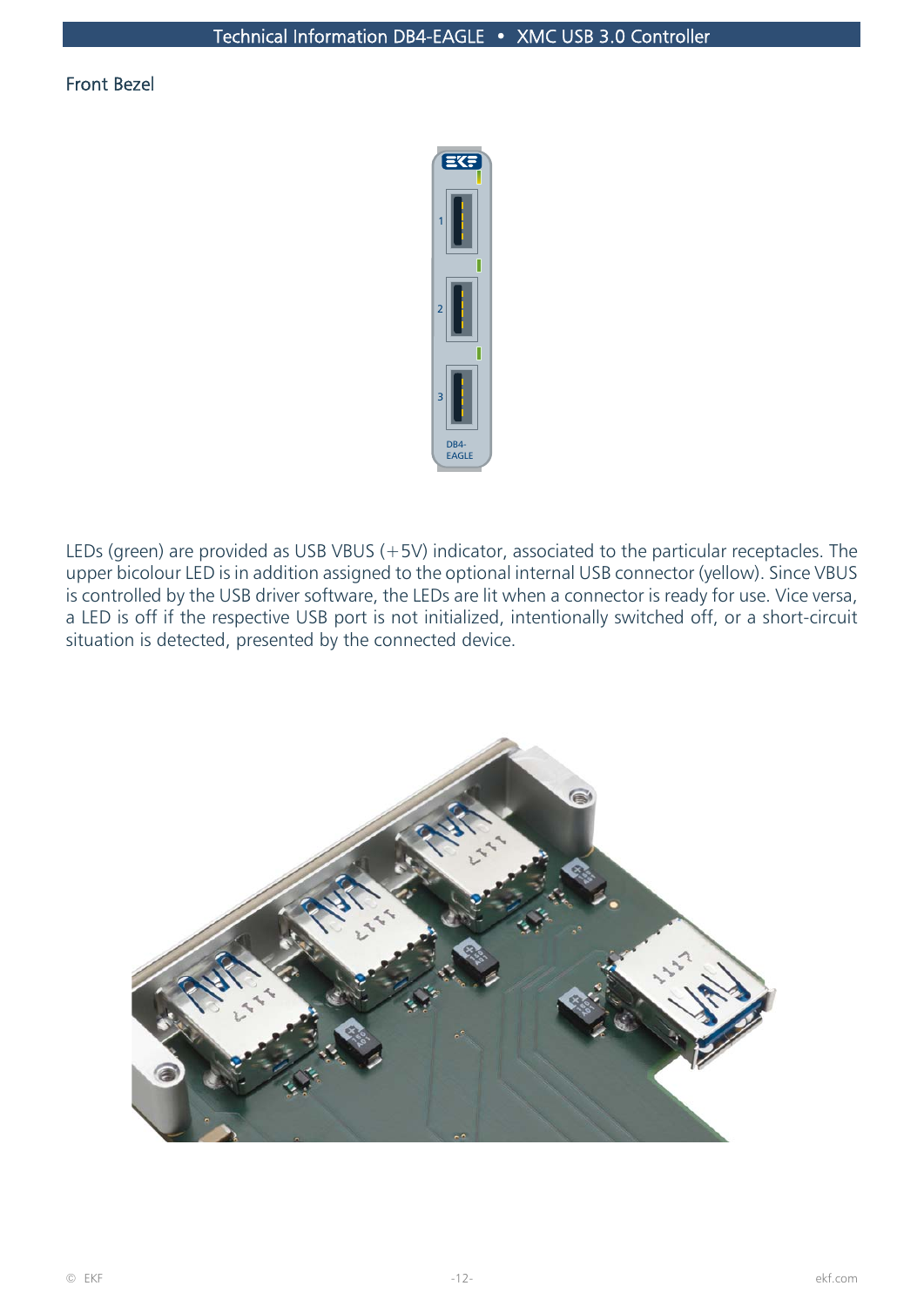## Front Bezel

LEDs (green) are provided as USB VBUS (+5V) indicator, associated to the particular receptacles. The upper bicolour LED is in addition assigned to the optional internal USB connector (yellow). Since VBUS is controlled by the USB driver software, the LEDs are lit when a connector is ready for use. Vice versa, a LED is off if the respective USB port is not initialized, intentionally switched off, or a short-circuit situation is detected, presented by the connected device.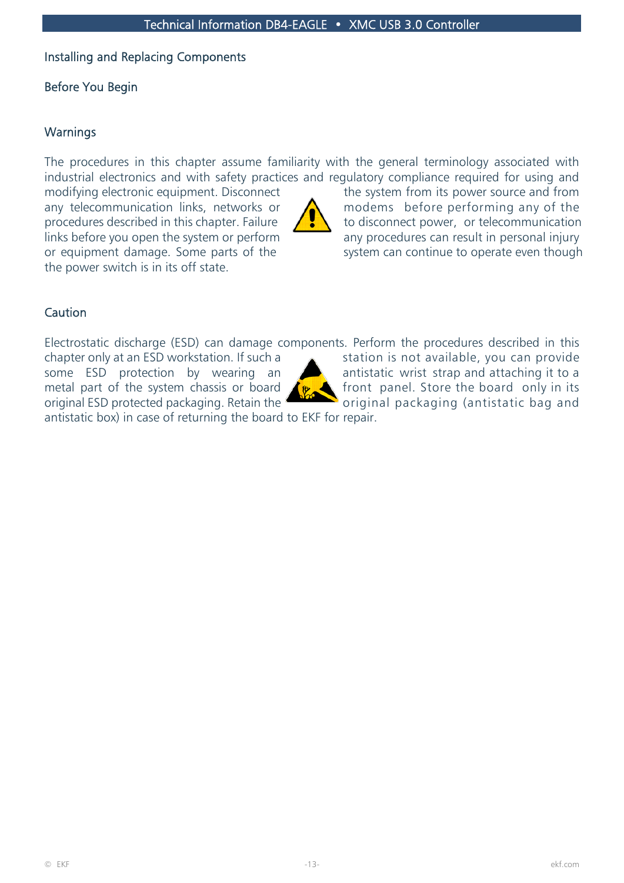## Installing and Replacing Components

### Before You Begin

#### Warnings

The procedures in this chapter assume familiarity with the general terminology associated with industrial electronics and with safety practices and regulatory compliance required for using and modifying electronic equipment. Disconnect the system from its power source and from any telecommunication links, networks or modems before performing any of the procedures described in this chapter. Failure to disconnect power, or telecommunication links before you open the system or perform any procedures can result in personal injury or equipment damage. Some parts of the system can continue to operate even though the power switch is in its off state.

#### Caution

Electrostatic discharge (ESD) can damage components. Perform the procedures described in this chapter only at an ESD workstation. If such a station is not available, you can provide some ESD protection by wearing an antistatic wrist strap and attaching it to a metal part of the system chassis or board front panel. Store the board only in its original ESD protected packaging. Retain the original packaging (antistatic bag and antistatic box) in case of returning the board to EKF for repair.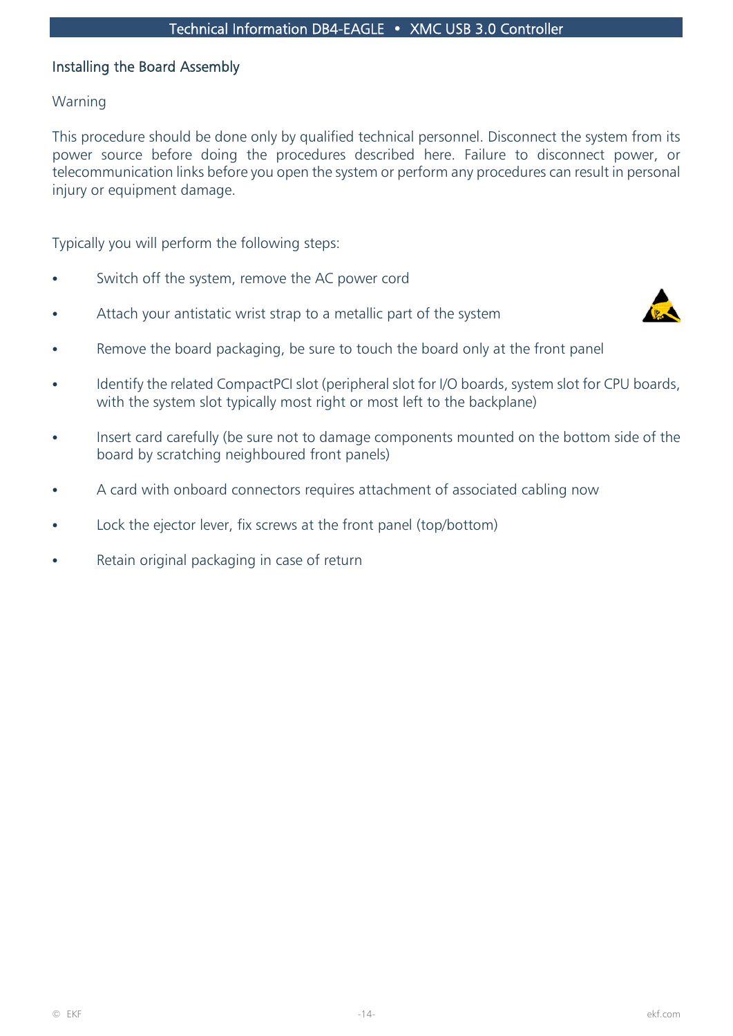## Installing the Board Assembly

Warning

This procedure should be done only by qualified technical personnel. Disconnect the system from its power source before doing the procedures described here. Failure to disconnect power, or telecommunication links before you open the system or perform any procedures can result in personal injury or equipment damage.

Typically you will perform the following steps:

- Switch off the system, remove the AC power cord
- Attach your antistatic wrist strap to a metallic part of the system
- Remove the board packaging, be sure to touch the board only at the front panel
- Identify the related CompactPCI slot (peripheral slot for I/O boards, system slot for CPU boards, with the system slot typically most right or most left to the backplane)
- Insert card carefully (be sure not to damage components mounted on the bottom side of the board by scratching neighboured front panels)
- A card with onboard connectors requires attachment of associated cabling now
- Lock the ejector lever, fix screws at the front panel (top/bottom)
- Retain original packaging in case of return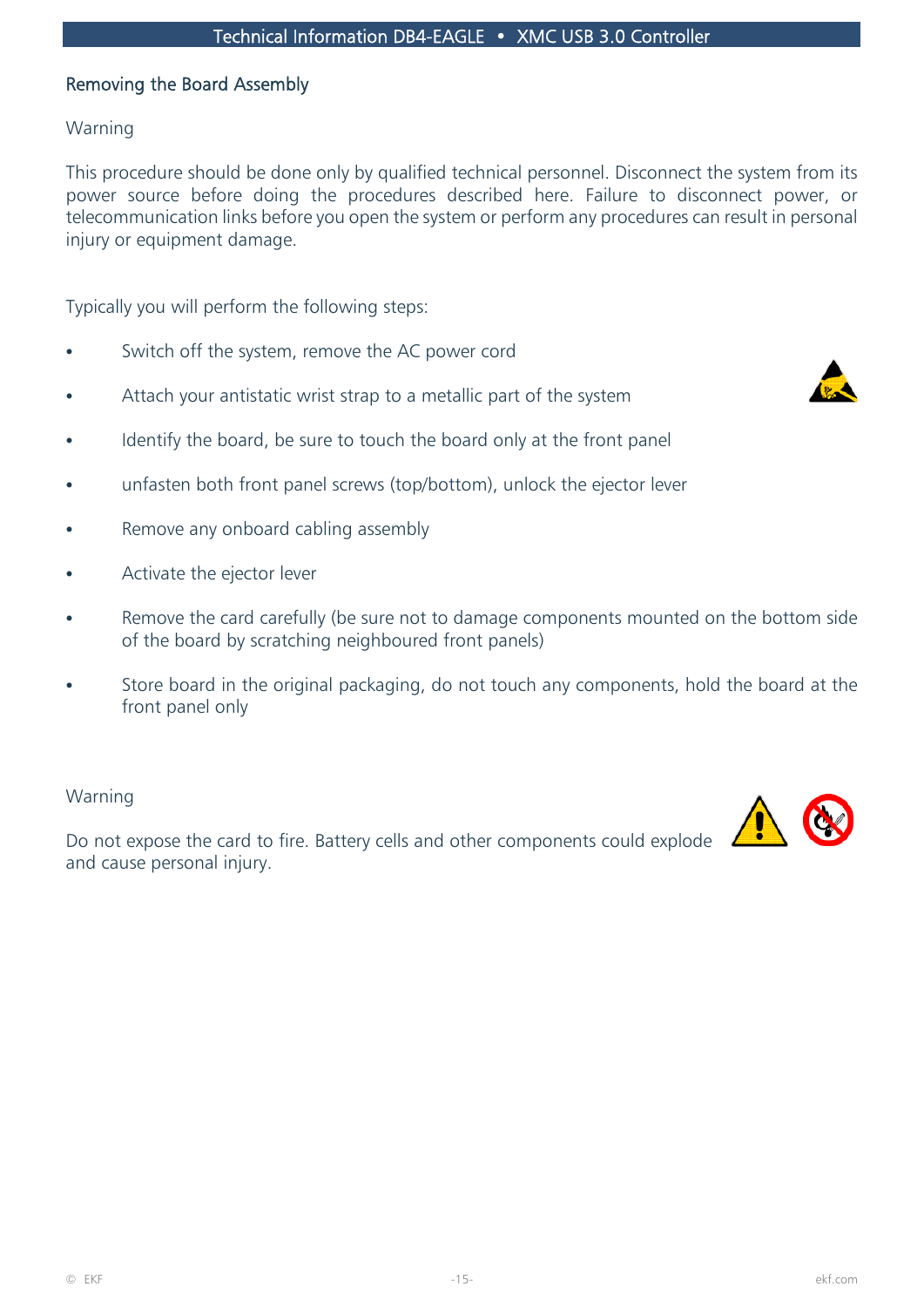## Removing the Board Assembly

Warning

This procedure should be done only by qualified technical personnel. Disconnect the system from its power source before doing the procedures described here. Failure to disconnect power, or telecommunication links before you open the system or perform any procedures can result in personal injury or equipment damage.

Typically you will perform the following steps:

- Switch off the system, remove the AC power cord
- Attach your antistatic wrist strap to a metallic part of the system
- Identify the board, be sure to touch the board only at the front panel
- unfasten both front panel screws (top/bottom), unlock the ejector lever
- Remove any onboard cabling assembly
- Activate the ejector lever
- Remove the card carefully (be sure not to damage components mounted on the bottom side of the board by scratching neighboured front panels)
- Store board in the original packaging, do not touch any components, hold the board at the front panel only

Warning

Do not expose the card to fire. Battery cells and other components could explode and cause personal injury.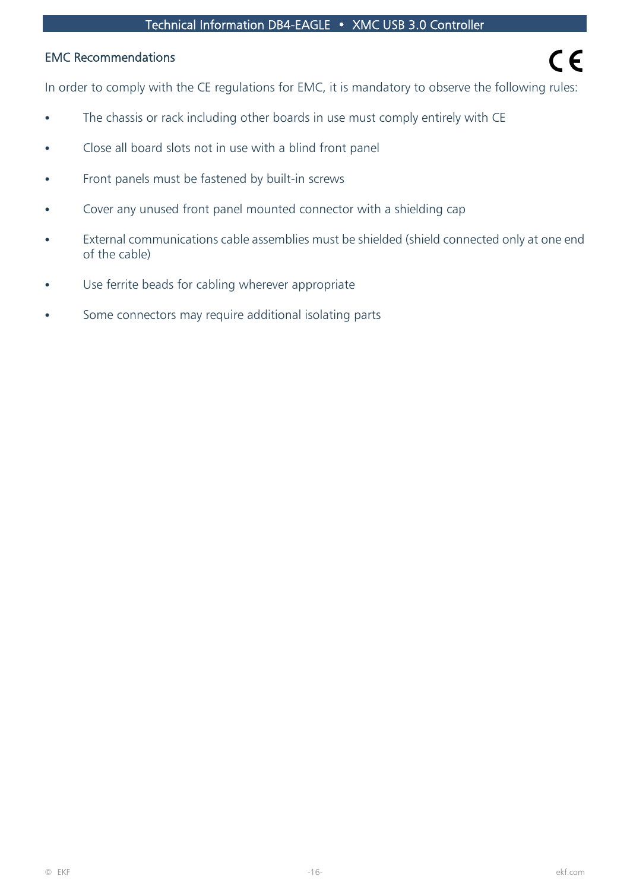## EMC Recommendations

In order to comply with the CE regulations for EMC, it is mandatory to observe the following rules:

- The chassis or rack including other boards in use must comply entirely with CE
- Close all board slots not in use with a blind front panel
- Front panels must be fastened by built-in screws
- Cover any unused front panel mounted connector with a shielding cap
- External communications cable assemblies must be shielded (shield connected only at one end of the cable)
- Use ferrite beads for cabling wherever appropriate
- Some connectors may require additional isolating parts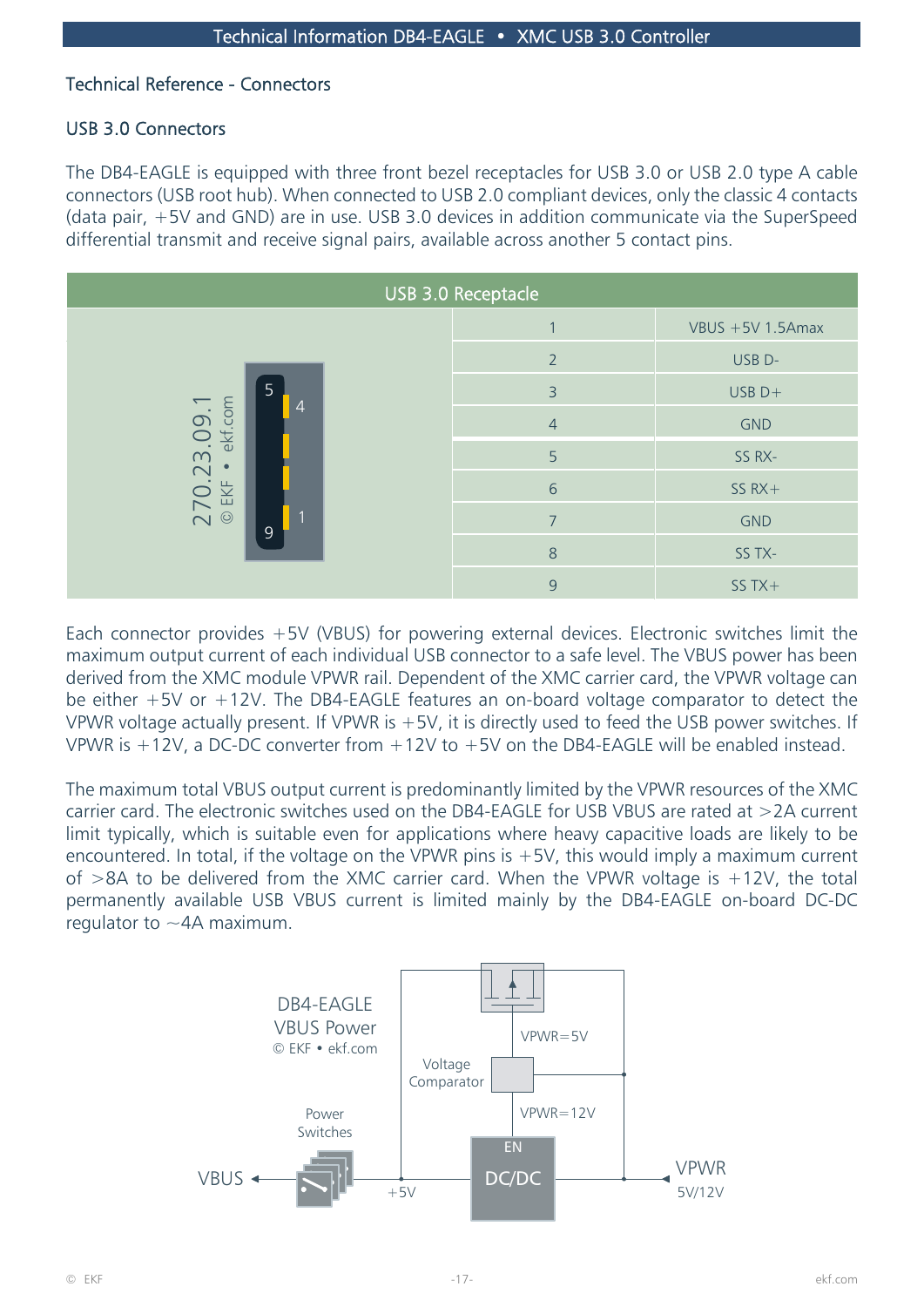## Technical Reference - Connectors

### USB 3.0 Connectors

The DB4-EAGLE is equipped with three front bezel receptacles for USB 3.0 or USB 2.0 type A cable connectors (USB root hub). When connected to USB 2.0 compliant devices, only the classic 4 contacts (data pair, +5V and GND) are in use. USB 3.0 devices in addition communicate via the SuperSpeed differential transmit and receive signal pairs, available across another 5 contact pins.

| USB 3.0 Receptacle | | |
|---|---|---|
| 270.23.09.1 © EKF • ekf.com | 1 | VBUS +5V 1.5Amax |
| | 2 | USB D- |
| | 3 | USB D+ |
| | 4 | GND |
| | 5 | SS RX- |
| | 6 | SS RX+ |
| | 7 | GND |
| | 8 | SS TX- |
| | 9 | SS TX+ |

Each connector provides +5V (VBUS) for powering external devices. Electronic switches limit the maximum output current of each individual USB connector to a safe level. The VBUS power has been derived from the XMC module VPWR rail. Dependent of the XMC carrier card, the VPWR voltage can be either +5V or +12V. The DB4-EAGLE features an on-board voltage comparator to detect the VPWR voltage actually present. If VPWR is +5V, it is directly used to feed the USB power switches. If VPWR is +12V, a DC-DC converter from +12V to +5V on the DB4-EAGLE will be enabled instead.

The maximum total VBUS output current is predominantly limited by the VPWR resources of the XMC carrier card. The electronic switches used on the DB4-EAGLE for USB VBUS are rated at >2A current limit typically, which is suitable even for applications where heavy capacitive loads are likely to be encountered. In total, if the voltage on the VPWR pins is +5V, this would imply a maximum current of >8A to be delivered from the XMC carrier card. When the VPWR voltage is +12V, the total permanently available USB VBUS current is limited mainly by the DB4-EAGLE on-board DC-DC regulator to ~4A maximum.

DB4-EAGLE VBUS Power
© EKF • ekf.com

Voltage Comparator — VPWR=5V — VPWR=12V — EN — DC/DC — Power Switches — VBUS — +5V — VPWR 5V/12V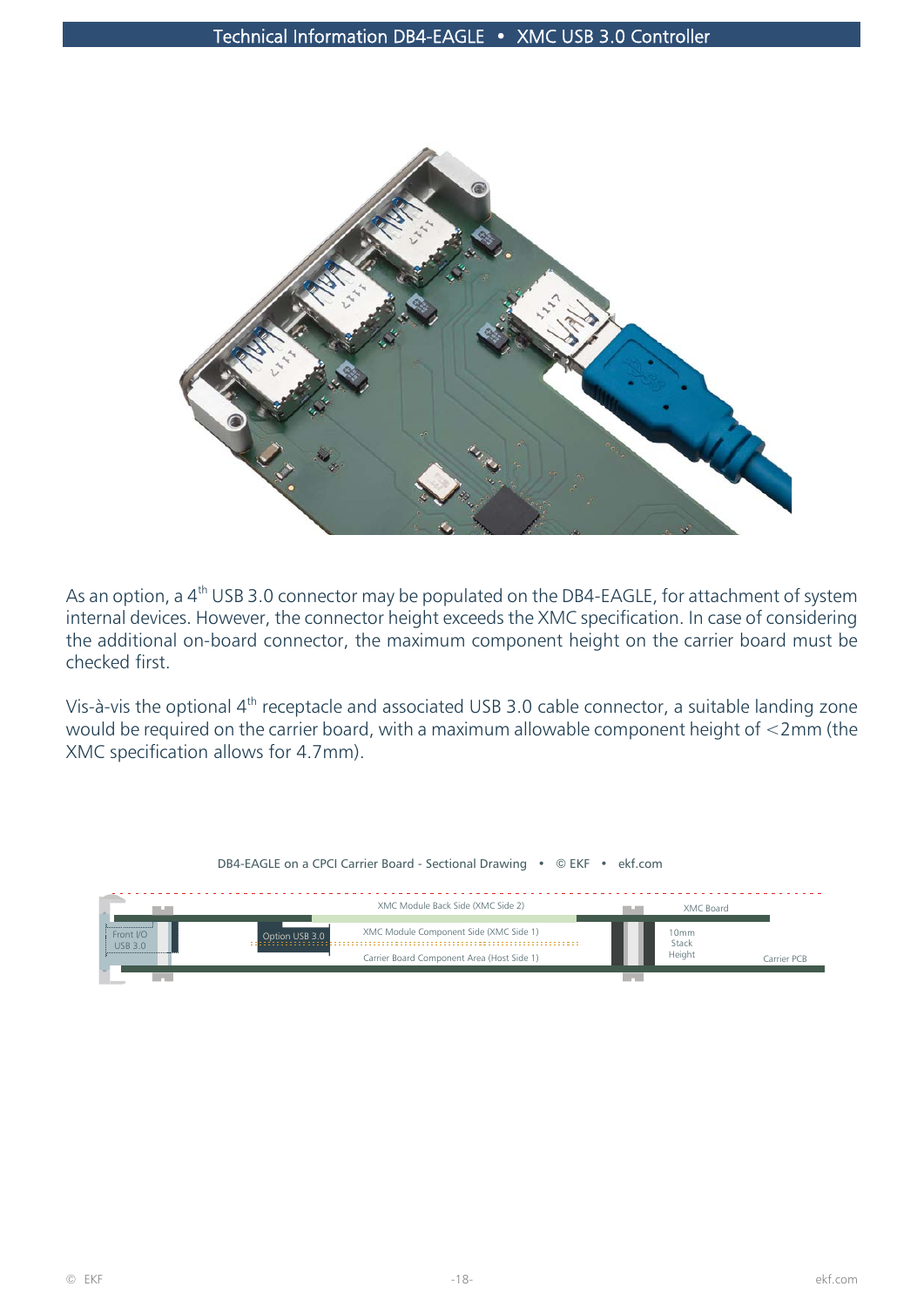As an option, a 4th USB 3.0 connector may be populated on the DB4-EAGLE, for attachment of system internal devices. However, the connector height exceeds the XMC specification. In case of considering the additional on-board connector, the maximum component height on the carrier board must be checked first.

Vis-à-vis the optional 4th receptacle and associated USB 3.0 cable connector, a suitable landing zone would be required on the carrier board, with a maximum allowable component height of <2mm (the XMC specification allows for 4.7mm).

DB4-EAGLE on a CPCI Carrier Board - Sectional Drawing • © EKF • ekf.com

Front I/O USB 3.0

Option USB 3.0

XMC Module Back Side (XMC Side 2)

XMC Module Component Side (XMC Side 1)

Carrier Board Component Area (Host Side 1)

XMC Board

10mm Stack Height

Carrier PCB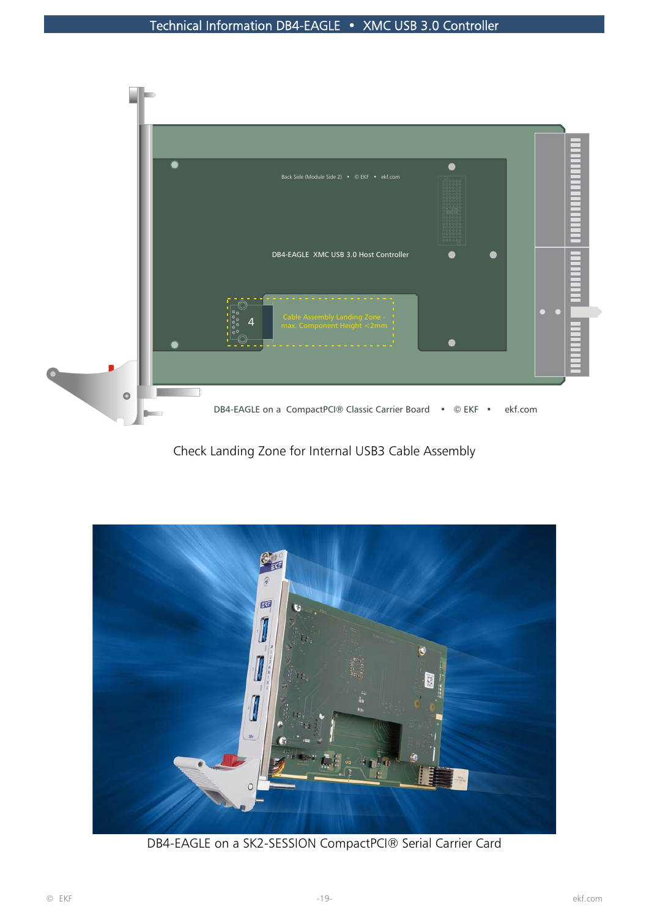Check Landing Zone for Internal USB3 Cable Assembly

DB4-EAGLE on a SK2-SESSION CompactPCI® Serial Carrier Card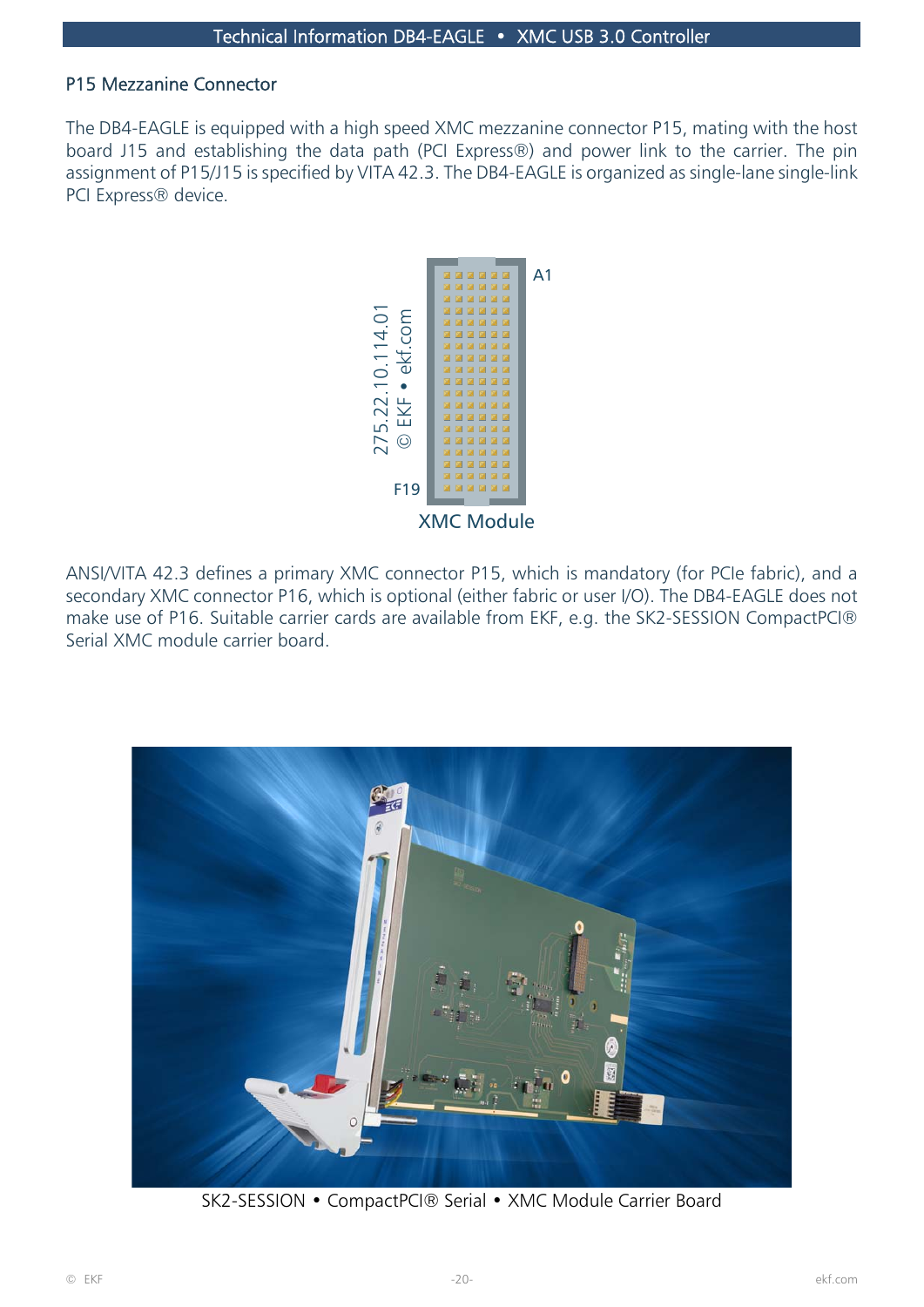## P15 Mezzanine Connector

The DB4-EAGLE is equipped with a high speed XMC mezzanine connector P15, mating with the host board J15 and establishing the data path (PCI Express®) and power link to the carrier. The pin assignment of P15/J15 is specified by VITA 42.3. The DB4-EAGLE is organized as single-lane single-link PCI Express® device.

XMC Module

ANSI/VITA 42.3 defines a primary XMC connector P15, which is mandatory (for PCIe fabric), and a secondary XMC connector P16, which is optional (either fabric or user I/O). The DB4-EAGLE does not make use of P16. Suitable carrier cards are available from EKF, e.g. the SK2-SESSION CompactPCI® Serial XMC module carrier board.

SK2-SESSION • CompactPCI® Serial • XMC Module Carrier Board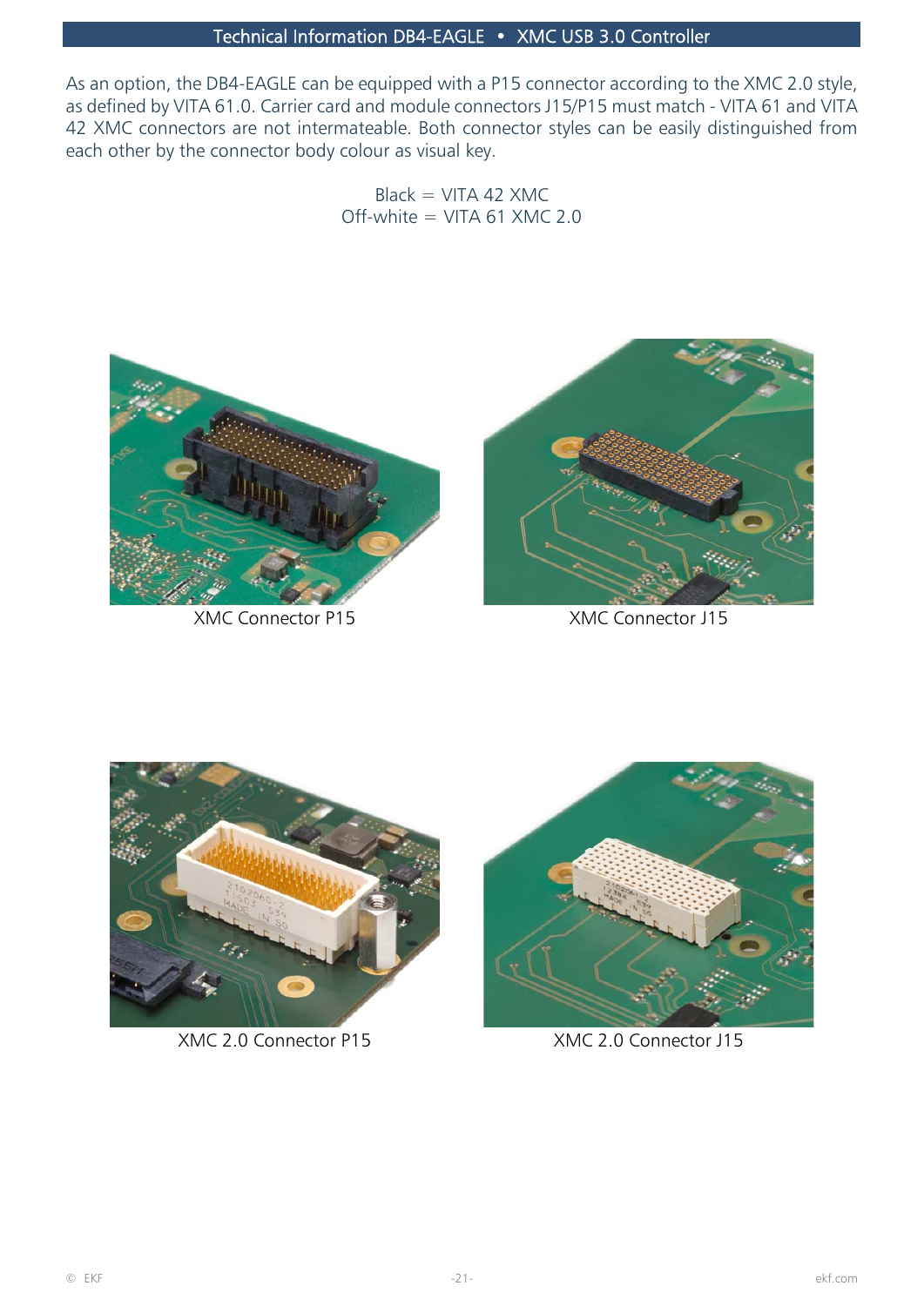As an option, the DB4-EAGLE can be equipped with a P15 connector according to the XMC 2.0 style, as defined by VITA 61.0. Carrier card and module connectors J15/P15 must match - VITA 61 and VITA 42 XMC connectors are not intermateable. Both connector styles can be easily distinguished from each other by the connector body colour as visual key.

Black = VITA 42 XMC
Off-white = VITA 61 XMC 2.0

XMC Connector P15

XMC Connector J15

XMC 2.0 Connector P15

XMC 2.0 Connector J15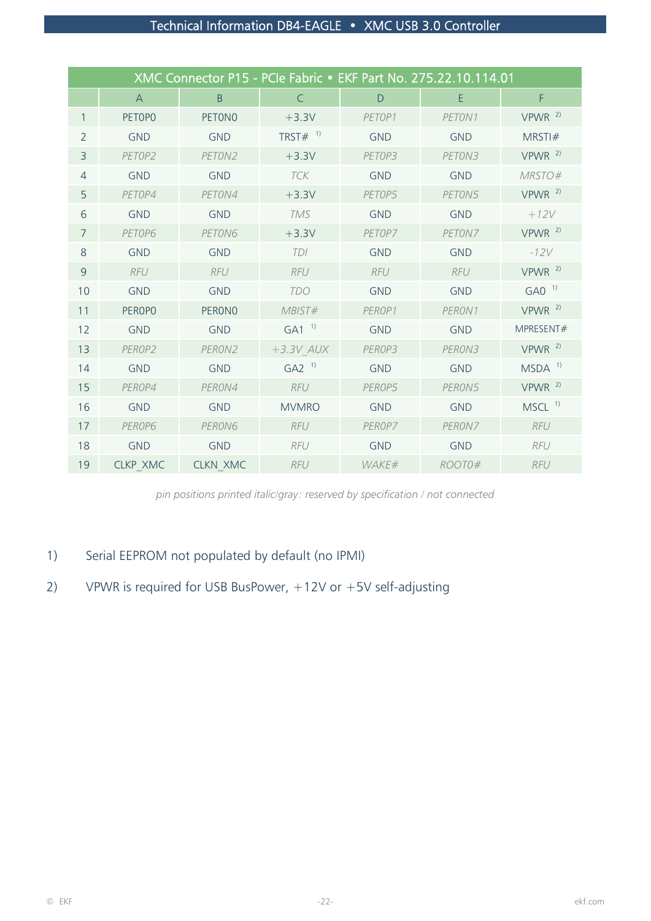| XMC Connector P15 - PCIe Fabric • EKF Part No. 275.22.10.114.01 | | | | | | |
|---|---|---|---|---|---|---|
| | A | B | C | D | E | F |
| 1 | PET0P0 | PET0N0 | +3.3V | *PET0P1* | *PET0N1* | VPWR [2] |
| 2 | GND | GND | TRST# [1] | GND | GND | MRSTI# |
| 3 | *PET0P2* | *PET0N2* | +3.3V | *PET0P3* | *PET0N3* | VPWR [2] |
| 4 | GND | GND | *TCK* | GND | GND | *MRSTO#* |
| 5 | *PET0P4* | *PET0N4* | +3.3V | *PET0P5* | *PET0N5* | VPWR [2] |
| 6 | GND | GND | *TMS* | GND | GND | *+12V* |
| 7 | *PET0P6* | *PET0N6* | +3.3V | *PET0P7* | *PET0N7* | VPWR [2] |
| 8 | GND | GND | *TDI* | GND | GND | *-12V* |
| 9 | *RFU* | *RFU* | *RFU* | *RFU* | *RFU* | VPWR [2] |
| 10 | GND | GND | *TDO* | GND | GND | GA0 [1] |
| 11 | PER0P0 | PER0N0 | *MBIST#* | *PER0P1* | *PER0N1* | VPWR [2] |
| 12 | GND | GND | GA1 [1] | GND | GND | MPRESENT# |
| 13 | *PER0P2* | *PER0N2* | *+3.3V_AUX* | *PER0P3* | *PER0N3* | VPWR [2] |
| 14 | GND | GND | GA2 [1] | GND | GND | MSDA [1] |
| 15 | *PER0P4* | *PER0N4* | *RFU* | *PER0P5* | *PER0N5* | VPWR [2] |
| 16 | GND | GND | MVMRO | GND | GND | MSCL [1] |
| 17 | *PER0P6* | *PER0N6* | *RFU* | *PER0P7* | *PER0N7* | *RFU* |
| 18 | GND | GND | *RFU* | GND | GND | *RFU* |
| 19 | CLKP_XMC | CLKN_XMC | *RFU* | *WAKE#* | *ROOT0#* | *RFU* |

*pin positions printed italic/gray: reserved by specification / not connected*

1) Serial EEPROM not populated by default (no IPMI)

2) VPWR is required for USB BusPower, +12V or +5V self-adjusting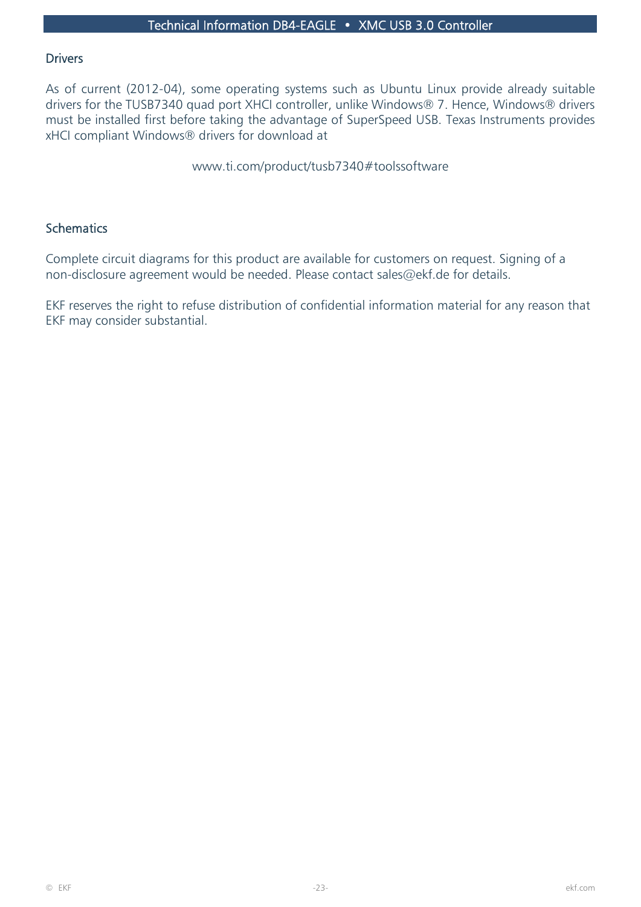## Drivers

As of current (2012-04), some operating systems such as Ubuntu Linux provide already suitable drivers for the TUSB7340 quad port XHCI controller, unlike Windows® 7. Hence, Windows® drivers must be installed first before taking the advantage of SuperSpeed USB. Texas Instruments provides xHCI compliant Windows® drivers for download at

www.ti.com/product/tusb7340#toolssoftware

## Schematics

Complete circuit diagrams for this product are available for customers on request. Signing of a non-disclosure agreement would be needed. Please contact sales@ekf.de for details.

EKF reserves the right to refuse distribution of confidential information material for any reason that EKF may consider substantial.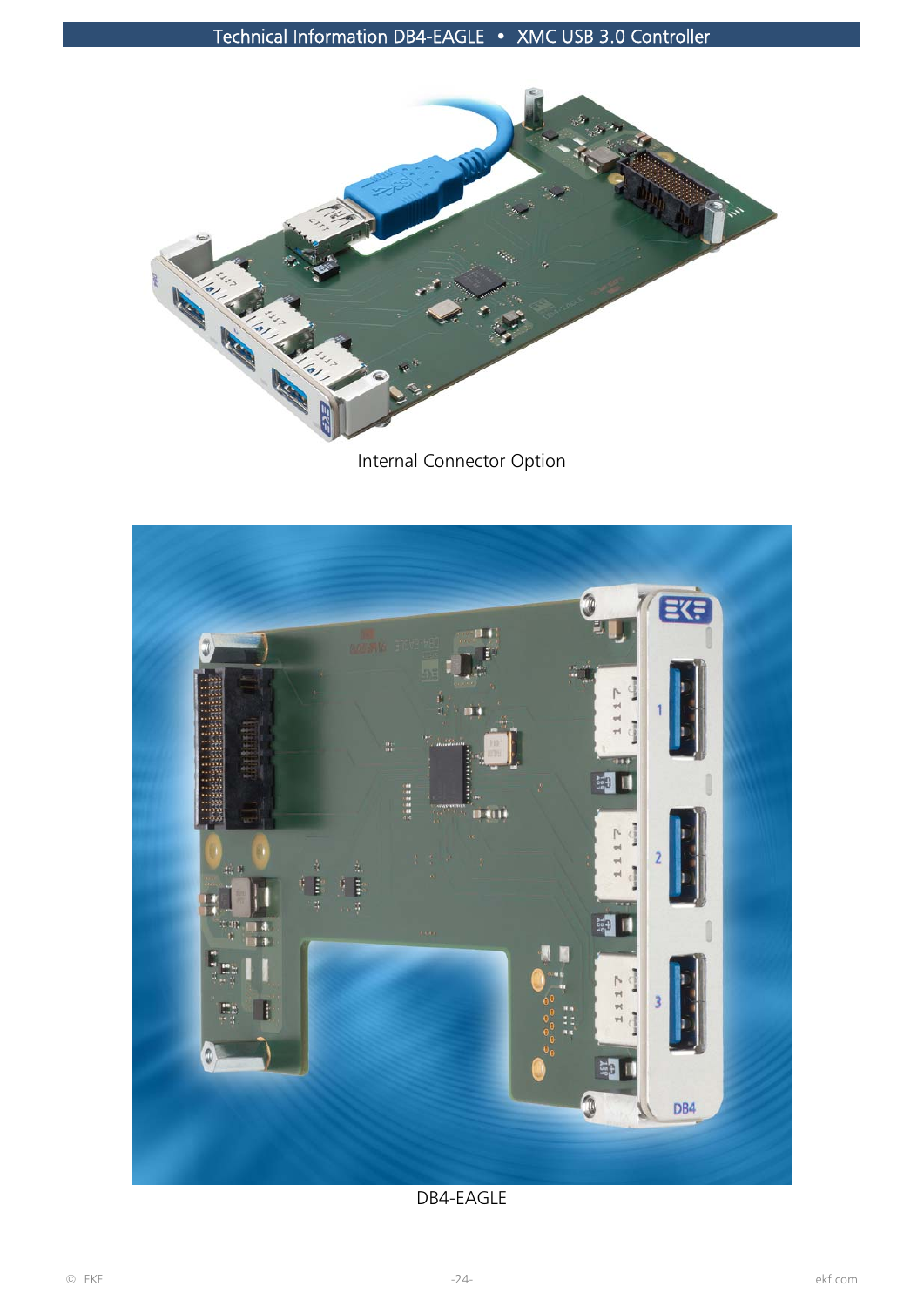Internal Connector Option

DB4-EAGLE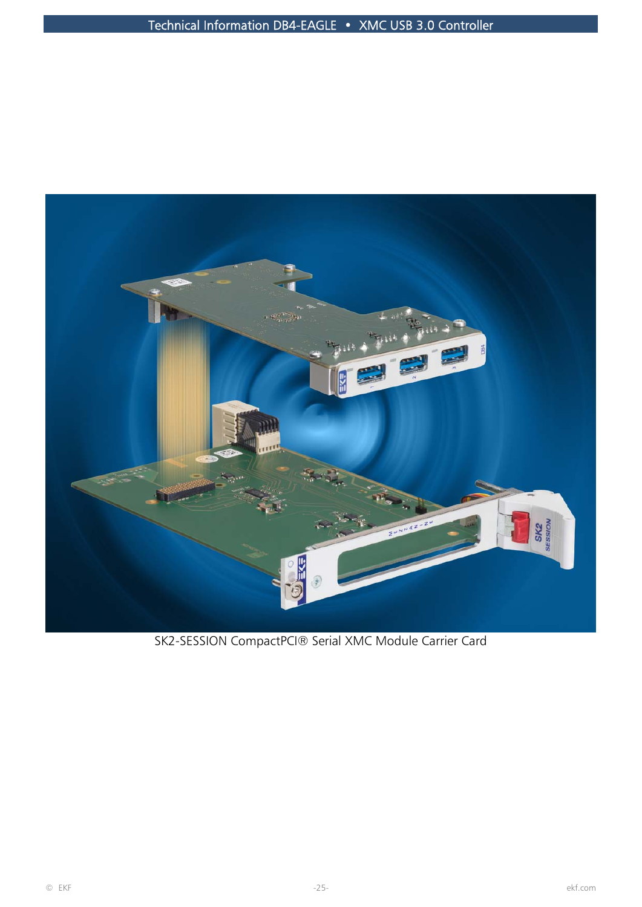SK2-SESSION CompactPCI® Serial XMC Module Carrier Card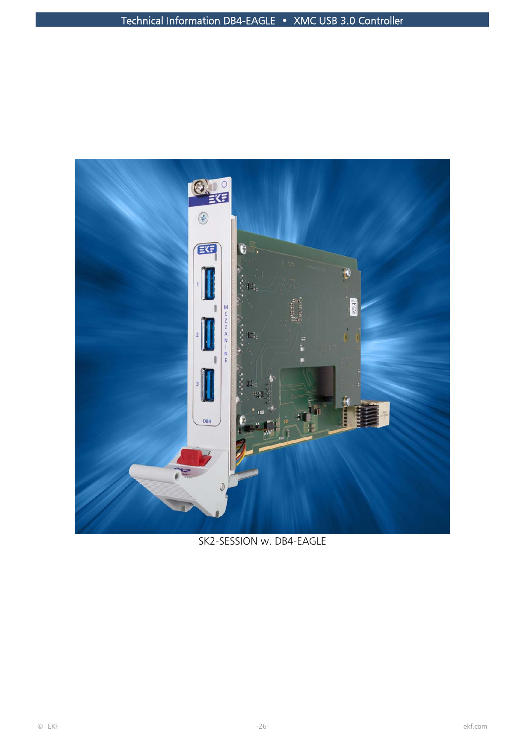SK2-SESSION w. DB4-EAGLE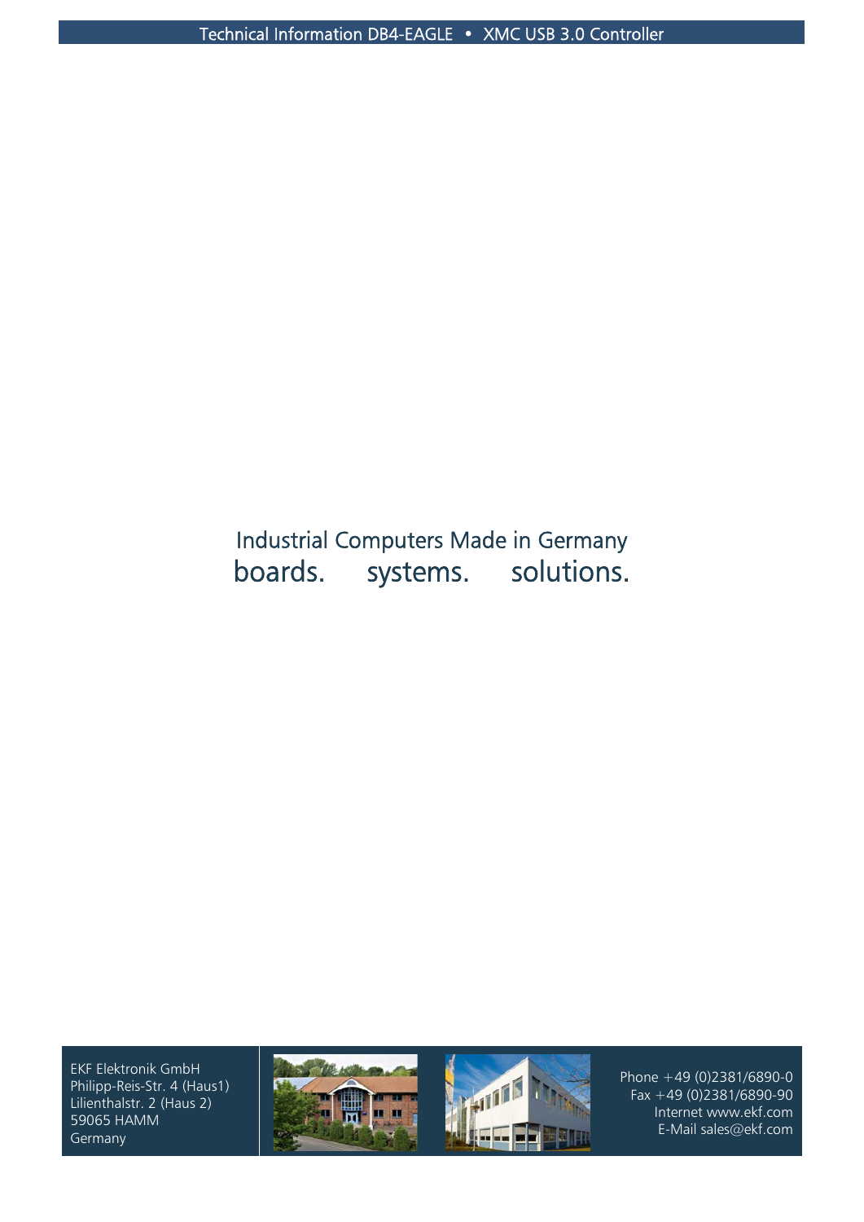Industrial Computers Made in Germany

boards. systems. solutions.

EKF Elektronik GmbH
Philipp-Reis-Str. 4 (Haus1)
Lilienthalstr. 2 (Haus 2)
59065 HAMM
Germany

Phone +49 (0)2381/6890-0
Fax +49 (0)2381/6890-90
Internet www.ekf.com
E-Mail sales@ekf.com